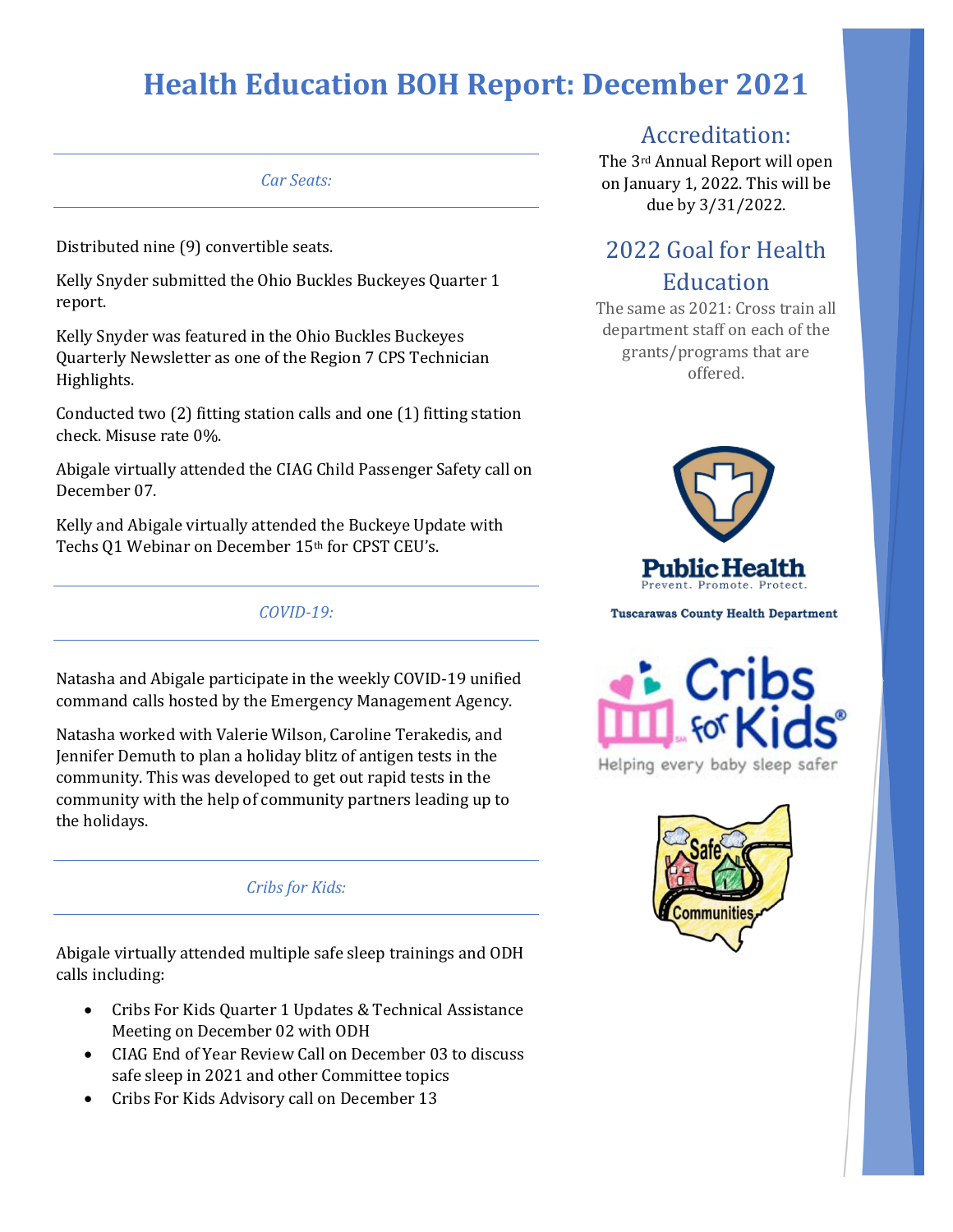# Health Education BOH Report: December 2021

## *Car Seats:*

Distributed nine (9) convertible seats.

Kelly Snyder submitted the Ohio Buckles Buckeyes Quarter 1 report.

Kelly Snyder was featured in the Ohio Buckles Buckeyes Quarterly Newsletter as one of the Region 7 CPS Technician Highlights.

Conducted two (2) fitting station calls and one (1) fitting station check. Misuse rate 0%.

Abigale virtually attended the CIAG Child Passenger Safety call on December 07.

Kelly and Abigale virtually attended the Buckeye Update with Techs Q1 Webinar on December 15th for CPST CEU's.

## *COVID-19:*

Natasha and Abigale participate in the weekly COVID-19 unified command calls hosted by the Emergency Management Agency.

Natasha worked with Valerie Wilson, Caroline Terakedis, and Jennifer Demuth to plan a holiday blitz of antigen tests in the community. This was developed to get out rapid tests in the community with the help of community partners leading up to the holidays.

## *Cribs for Kids:*

Abigale virtually attended multiple safe sleep trainings and ODH calls including:

- Cribs For Kids Quarter 1 Updates & Technical Assistance Meeting on December 02 with ODH
- CIAG End of Year Review Call on December 03 to discuss safe sleep in 2021 and other Committee topics
- Cribs For Kids Advisory call on December 13

## Accreditation:

The 3rd Annual Report will open on January 1, 2022. This will be due by 3/31/2022.

## 2022 Goal for Health Education

The same as 2021: Cross train all department staff on each of the grants/programs that are offered.

Public Health
Prevent. Promote. Protect.

Tuscarawas County Health Department

Cribs for Kids®
Helping every baby sleep safer

Safe Communities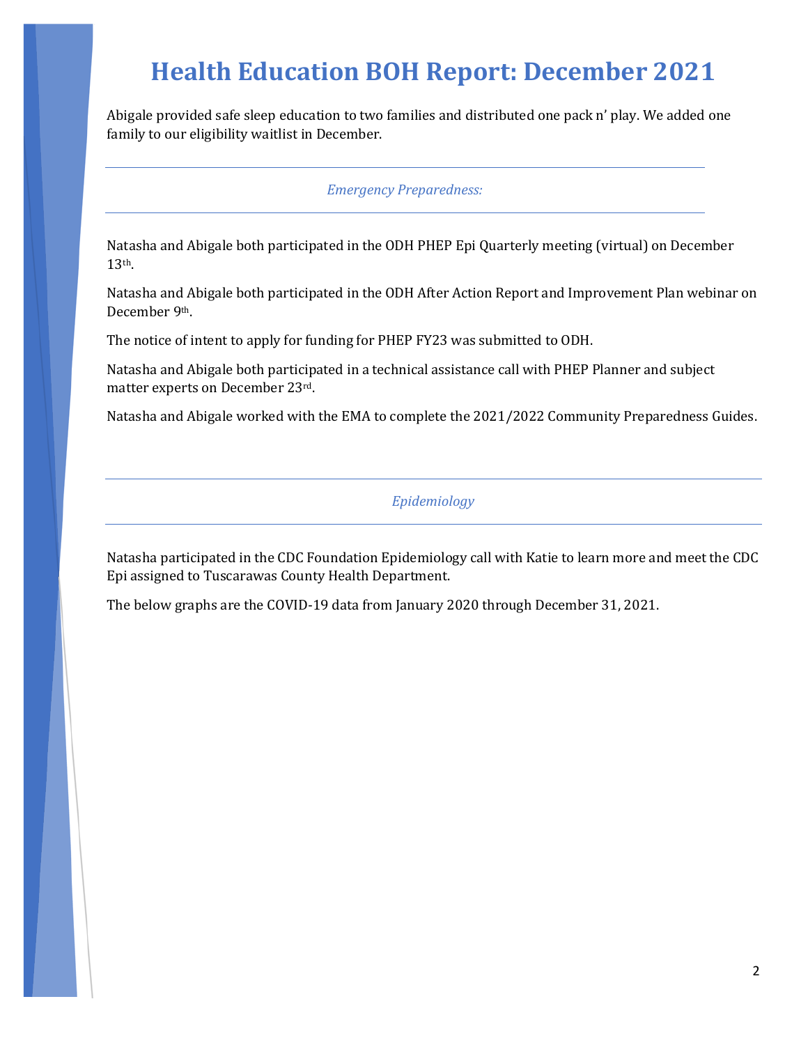# Health Education BOH Report: December 2021

Abigale provided safe sleep education to two families and distributed one pack n' play. We added one family to our eligibility waitlist in December.

### *Emergency Preparedness:*

Natasha and Abigale both participated in the ODH PHEP Epi Quarterly meeting (virtual) on December 13th.

Natasha and Abigale both participated in the ODH After Action Report and Improvement Plan webinar on December 9th.

The notice of intent to apply for funding for PHEP FY23 was submitted to ODH.

Natasha and Abigale both participated in a technical assistance call with PHEP Planner and subject matter experts on December 23rd.

Natasha and Abigale worked with the EMA to complete the 2021/2022 Community Preparedness Guides.

### *Epidemiology*

Natasha participated in the CDC Foundation Epidemiology call with Katie to learn more and meet the CDC Epi assigned to Tuscarawas County Health Department.

The below graphs are the COVID-19 data from January 2020 through December 31, 2021.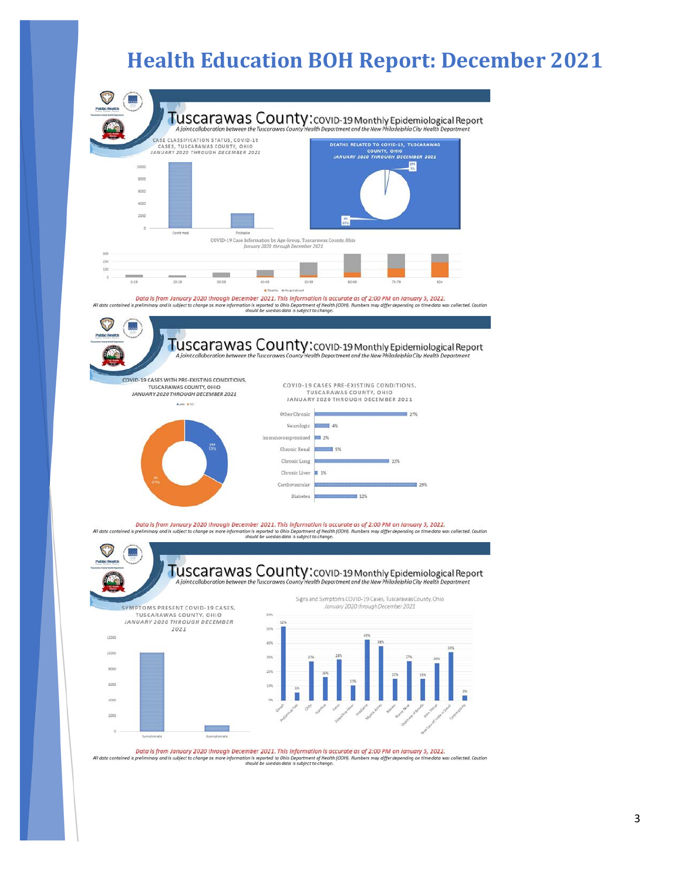# Health Education BOH Report: December 2021

## Tuscarawas County: COVID-19 Monthly Epidemiological Report

*A joint collaboration between the Tuscarawas County Health Department and the New Philadelphia City Health Department*

**CASE CLASSIFICATION STATUS, COVID-19 CASES, TUSCARAWAS COUNTY, OHIO**
*JANUARY 2020 THROUGH DECEMBER 2021*

**DEATHS RELATED TO COVID-19, TUSCARAWAS COUNTY, OHIO**
*JANUARY 2020 THROUGH DECEMBER 2021*

yes 3%
no 97%

COVID-19 Case Information by Age Group, Tuscarawas County, Ohio
*January 2020 through December 2021*

*Data is from January 2020 through December 2021. This information is accurate as of 2:00 PM on January 5, 2022.*
*All data contained is preliminary and is subject to change as more information is reported to Ohio Department of Health (ODH). Numbers may differ depending on time data was collected. Caution should be used as data is subject to change.*

## Tuscarawas County: COVID-19 Monthly Epidemiological Report

*A joint collaboration between the Tuscarawas County Health Department and the New Philadelphia City Health Department*

**COVID-19 CASES WITH PRE-EXISTING CONDITIONS, TUSCARAWAS COUNTY, OHIO**
*JANUARY 2020 THROUGH DECEMBER 2021*

yes 33%
no 67%

**COVID-19 CASES PRE-EXISTING CONDITIONS, TUSCARAWAS COUNTY, OHIO**
**JANUARY 2020 THROUGH DECEMBER 2021**

| Condition | Percent |
|---|---|
| Other Chronic | 27% |
| Neurologic | 4% |
| Immunocompromised | 2% |
| Chronic Renal | 5% |
| Chronic Lung | 21% |
| Chronic Liver | 1% |
| Cardiovascular | 29% |
| Diabetes | 12% |

*Data is from January 2020 through December 2021. This information is accurate as of 2:00 PM on January 5, 2022.*
*All data contained is preliminary and is subject to change as more information is reported to Ohio Department of Health (ODH). Numbers may differ depending on time data was collected. Caution should be used as data is subject to change.*

## Tuscarawas County: COVID-19 Monthly Epidemiological Report

*A joint collaboration between the Tuscarawas County Health Department and the New Philadelphia City Health Department*

**SYMPTOMS PRESENT COVID-19 CASES, TUSCARAWAS COUNTY, OHIO**
*JANUARY 2020 THROUGH DECEMBER 2021*

Signs and Symptoms COVID-19 Cases, Tuscarawas County, Ohio
*January 2020 through December 2021*

| Symptom | Percent |
|---|---|
| Cough | 52% |
| Abdominal Pain | 5% |
| Chills | 27% |
| Diarrhea | 16% |
| Fever | 28% |
| Subjective Fever | 11% |
| Headache | 43% |
| Muscle Aches | 38% |
| Nausea | 15% |
| Runny Nose | 27% |
| Shortness of Breath | 15% |
| Sore Throat | 26% |
| New Loss of Taste or Smell | 34% |
| Conjunctivitis | 3% |

*Data is from January 2020 through December 2021. This information is accurate as of 2:00 PM on January 5, 2022.*
*All data contained is preliminary and is subject to change as more information is reported to Ohio Department of Health (ODH). Numbers may differ depending on time data was collected. Caution should be used as data is subject to change.*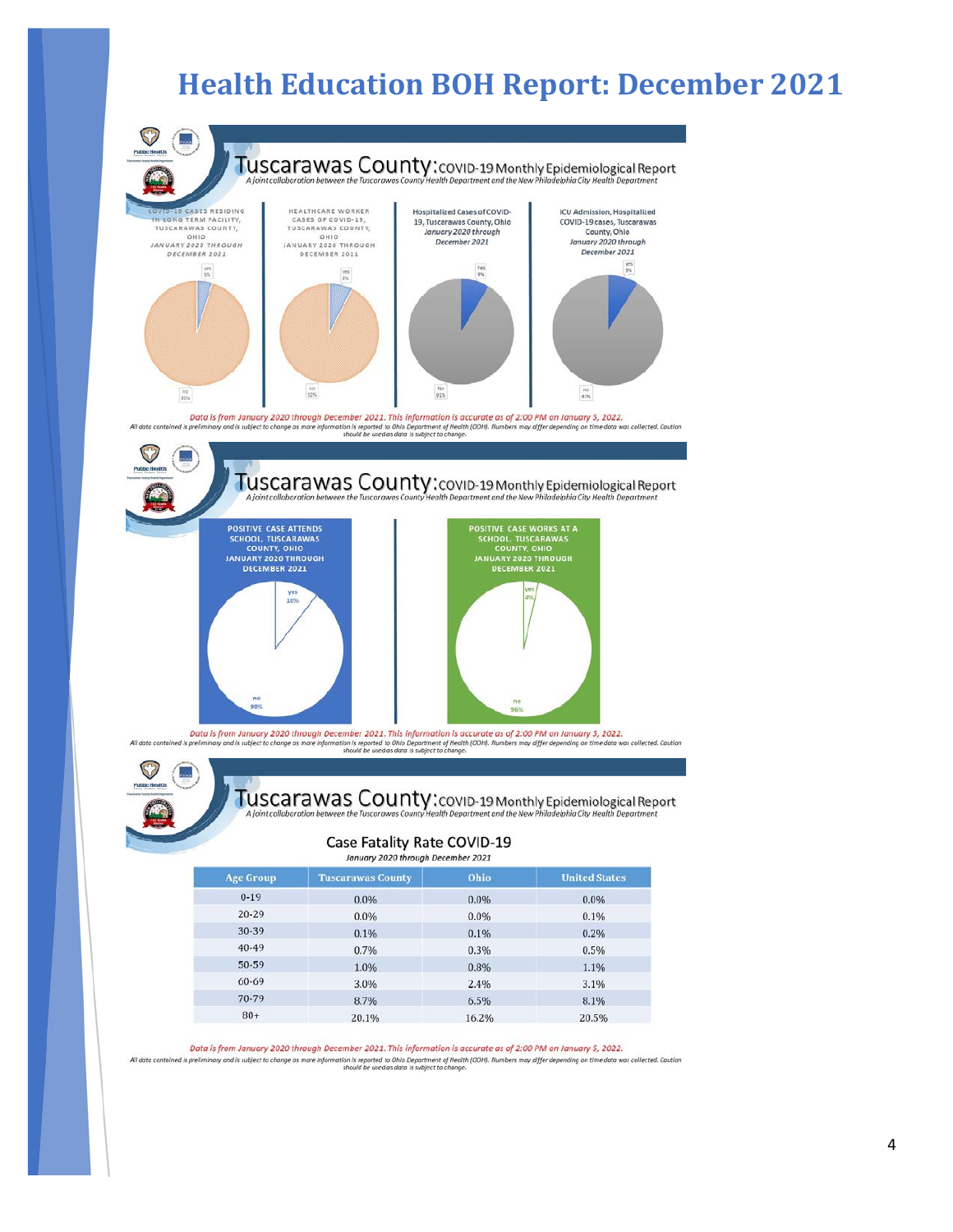# Health Education BOH Report: December 2021

## Tuscarawas County: COVID-19 Monthly Epidemiological Report

*A joint collaboration between the Tuscarawas County Health Department and the New Philadelphia City Health Department*

COVID-19 CASES RESIDING IN LONG TERM FACILITY, TUSCARAWAS COUNTY, OHIO JANUARY 2020 THROUGH DECEMBER 2021

yes 5%

no 95%

HEALTHCARE WORKER CASES OF COVID-19, TUSCARAWAS COUNTY, OHIO JANUARY 2020 THROUGH DECEMBER 2021

yes 8%

no 92%

Hospitalized Cases of COVID-19, Tuscarawas County, Ohio *January 2020 through December 2021*

Yes 9%

No 91%

ICU Admission, Hospitalized COVID-19 cases, Tuscarawas County, Ohio *January 2020 through December 2021*

yes 9%

no 91%

*Data is from January 2020 through December 2021. This information is accurate as of 2:00 PM on January 5, 2022.*

*All data contained is preliminary and is subject to change as more information is reported to Ohio Department of Health (ODH). Numbers may differ depending on time data was collected. Caution should be used as data is subject to change.*

## Tuscarawas County: COVID-19 Monthly Epidemiological Report

*A joint collaboration between the Tuscarawas County Health Department and the New Philadelphia City Health Department*

POSITIVE CASE ATTENDS SCHOOL, TUSCARAWAS COUNTY, OHIO JANUARY 2020 THROUGH DECEMBER 2021

yes 10%

no 90%

POSITIVE CASE WORKS AT A SCHOOL, TUSCARAWAS COUNTY, OHIO JANUARY 2020 THROUGH DECEMBER 2021

yes 4%

no 96%

*Data is from January 2020 through December 2021. This information is accurate as of 2:00 PM on January 5, 2022.*

*All data contained is preliminary and is subject to change as more information is reported to Ohio Department of Health (ODH). Numbers may differ depending on time data was collected. Caution should be used as data is subject to change.*

## Tuscarawas County: COVID-19 Monthly Epidemiological Report

*A joint collaboration between the Tuscarawas County Health Department and the New Philadelphia City Health Department*

### Case Fatality Rate COVID-19

*January 2020 through December 2021*

| Age Group | Tuscarawas County | Ohio | United States |
|---|---|---|---|
| 0-19 | 0.0% | 0.0% | 0.0% |
| 20-29 | 0.0% | 0.0% | 0.1% |
| 30-39 | 0.1% | 0.1% | 0.2% |
| 40-49 | 0.7% | 0.3% | 0.5% |
| 50-59 | 1.0% | 0.8% | 1.1% |
| 60-69 | 3.0% | 2.4% | 3.1% |
| 70-79 | 8.7% | 6.5% | 8.1% |
| 80+ | 20.1% | 16.2% | 20.5% |

*Data is from January 2020 through December 2021. This information is accurate as of 2:00 PM on January 5, 2022.*

*All data contained is preliminary and is subject to change as more information is reported to Ohio Department of Health (ODH). Numbers may differ depending on time data was collected. Caution should be used as data is subject to change.*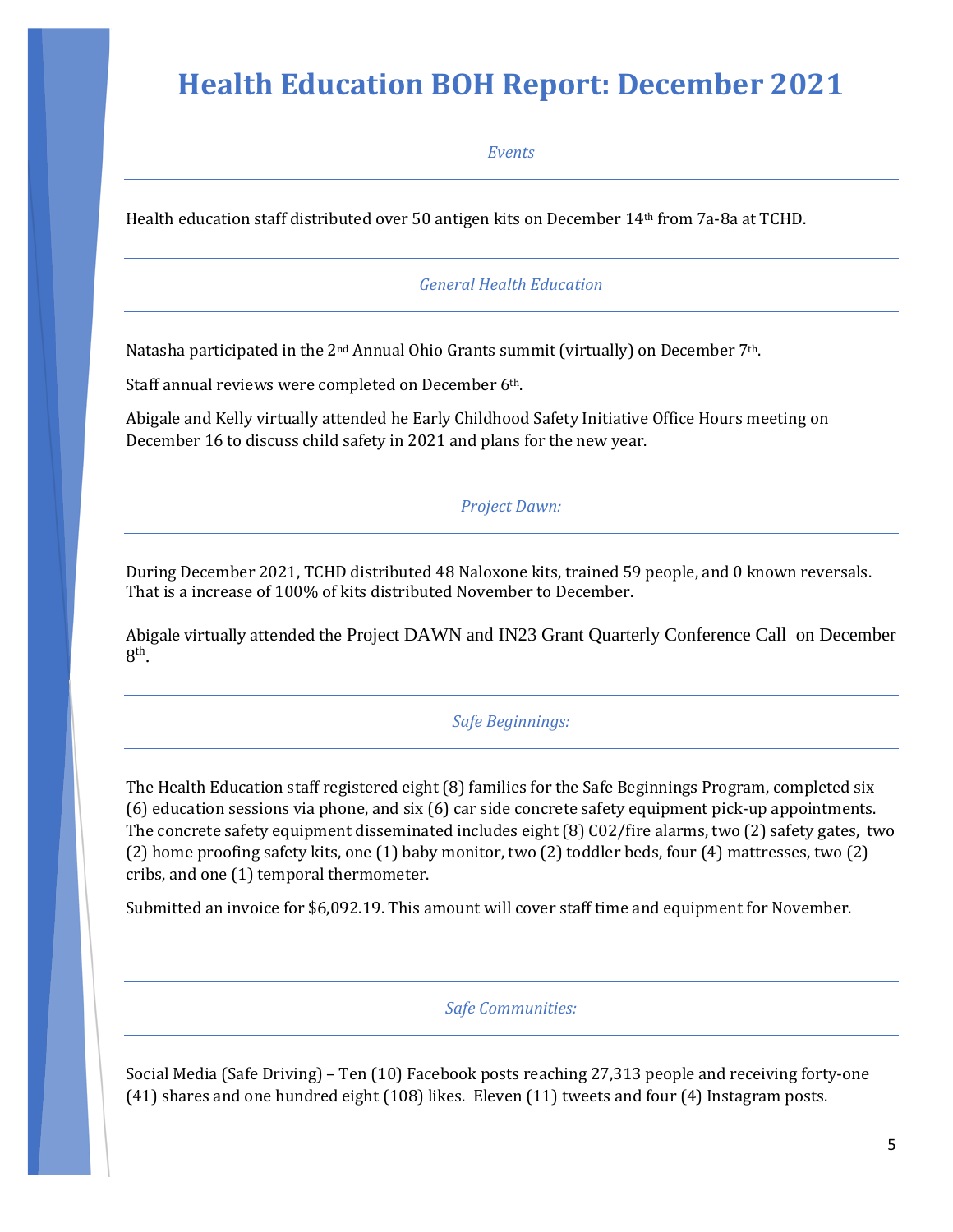# Health Education BOH Report: December 2021

*Events*

Health education staff distributed over 50 antigen kits on December 14th from 7a-8a at TCHD.

*General Health Education*

Natasha participated in the 2nd Annual Ohio Grants summit (virtually) on December 7th.

Staff annual reviews were completed on December 6th.

Abigale and Kelly virtually attended he Early Childhood Safety Initiative Office Hours meeting on December 16 to discuss child safety in 2021 and plans for the new year.

*Project Dawn:*

During December 2021, TCHD distributed 48 Naloxone kits, trained 59 people, and 0 known reversals. That is a increase of 100% of kits distributed November to December.

Abigale virtually attended the Project DAWN and IN23 Grant Quarterly Conference Call on December 8th.

*Safe Beginnings:*

The Health Education staff registered eight (8) families for the Safe Beginnings Program, completed six (6) education sessions via phone, and six (6) car side concrete safety equipment pick-up appointments. The concrete safety equipment disseminated includes eight (8) C02/fire alarms, two (2) safety gates, two (2) home proofing safety kits, one (1) baby monitor, two (2) toddler beds, four (4) mattresses, two (2) cribs, and one (1) temporal thermometer.

Submitted an invoice for $6,092.19. This amount will cover staff time and equipment for November.

*Safe Communities:*

Social Media (Safe Driving) – Ten (10) Facebook posts reaching 27,313 people and receiving forty-one (41) shares and one hundred eight (108) likes. Eleven (11) tweets and four (4) Instagram posts.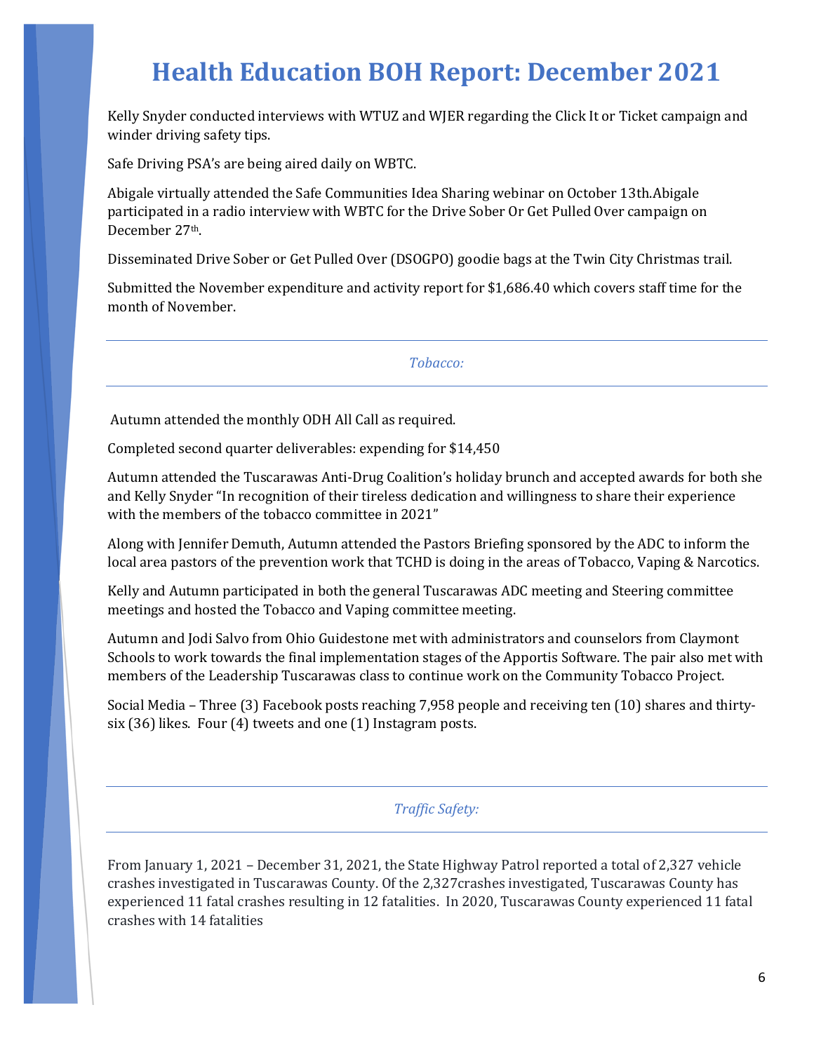# Health Education BOH Report: December 2021

Kelly Snyder conducted interviews with WTUZ and WJER regarding the Click It or Ticket campaign and winder driving safety tips.

Safe Driving PSA's are being aired daily on WBTC.

Abigale virtually attended the Safe Communities Idea Sharing webinar on October 13th.Abigale participated in a radio interview with WBTC for the Drive Sober Or Get Pulled Over campaign on December 27th.

Disseminated Drive Sober or Get Pulled Over (DSOGPO) goodie bags at the Twin City Christmas trail.

Submitted the November expenditure and activity report for $1,686.40 which covers staff time for the month of November.

---

*Tobacco:*

---

Autumn attended the monthly ODH All Call as required.

Completed second quarter deliverables: expending for $14,450

Autumn attended the Tuscarawas Anti-Drug Coalition's holiday brunch and accepted awards for both she and Kelly Snyder "In recognition of their tireless dedication and willingness to share their experience with the members of the tobacco committee in 2021"

Along with Jennifer Demuth, Autumn attended the Pastors Briefing sponsored by the ADC to inform the local area pastors of the prevention work that TCHD is doing in the areas of Tobacco, Vaping & Narcotics.

Kelly and Autumn participated in both the general Tuscarawas ADC meeting and Steering committee meetings and hosted the Tobacco and Vaping committee meeting.

Autumn and Jodi Salvo from Ohio Guidestone met with administrators and counselors from Claymont Schools to work towards the final implementation stages of the Apportis Software. The pair also met with members of the Leadership Tuscarawas class to continue work on the Community Tobacco Project.

Social Media – Three (3) Facebook posts reaching 7,958 people and receiving ten (10) shares and thirty-six (36) likes. Four (4) tweets and one (1) Instagram posts.

---

*Traffic Safety:*

---

From January 1, 2021 – December 31, 2021, the State Highway Patrol reported a total of 2,327 vehicle crashes investigated in Tuscarawas County. Of the 2,327crashes investigated, Tuscarawas County has experienced 11 fatal crashes resulting in 12 fatalities. In 2020, Tuscarawas County experienced 11 fatal crashes with 14 fatalities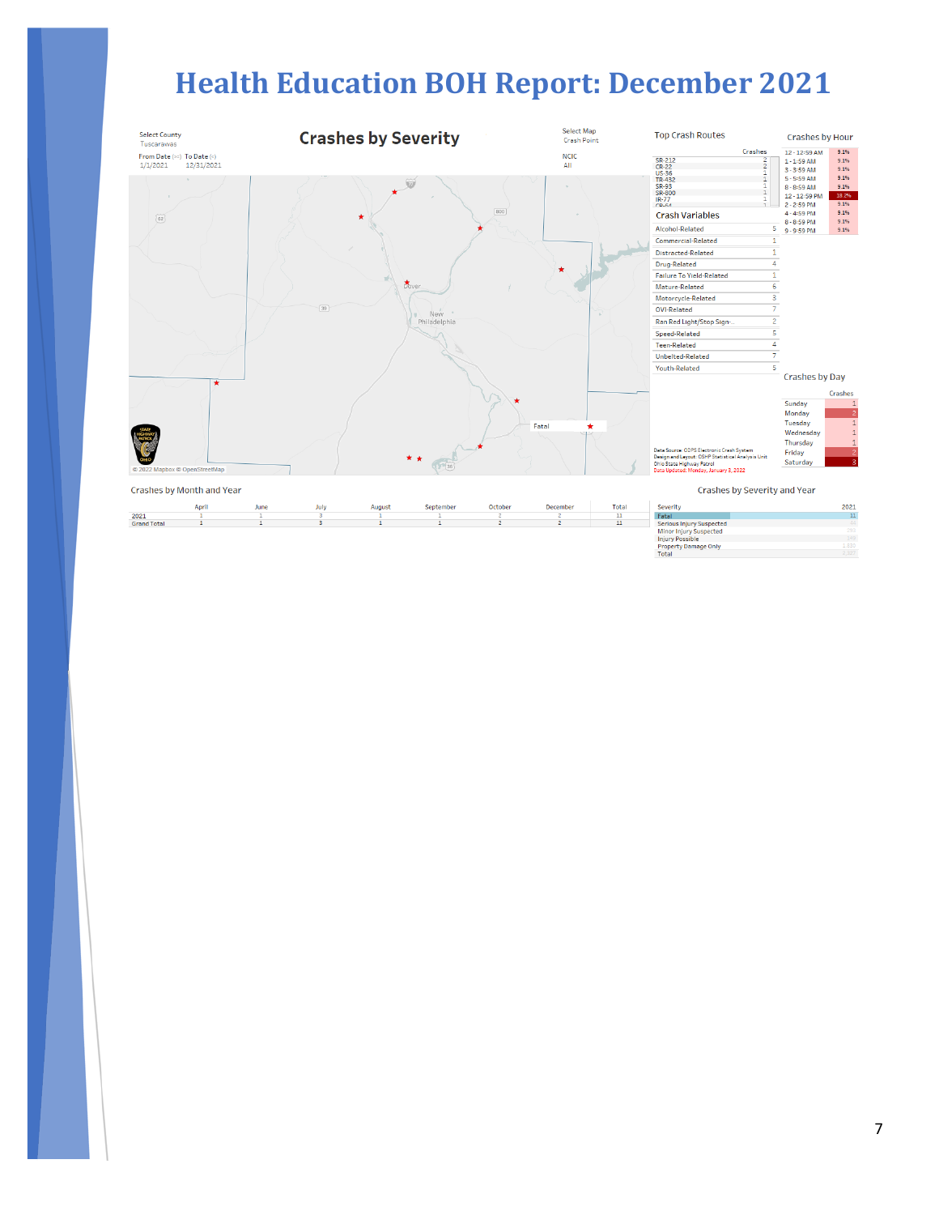# Health Education BOH Report: December 2021

## Crashes by Severity

Select County
Tuscarawas

From Date (>=) 1/1/2021 To Date (<=) 12/31/2021

Select Map
Crash Point

NCIC
All

Dover
New Philadelphia
Fatal

© 2022 Mapbox © OpenStreetMap

### Top Crash Routes

| | Crashes |
|---|---|
| SR-212 | 2 |
| CR-22 | 2 |
| US-36 | 1 |
| TR-432 | 1 |
| SR-93 | 1 |
| SR-800 | 1 |
| IR-77 | 1 |
| CR-64 | 1 |

### Crash Variables

| | |
|---|---|
| Alcohol-Related | 5 |
| Commercial-Related | 1 |
| Distracted-Related | 1 |
| Drug-Related | 4 |
| Failure To Yield-Related | 1 |
| Mature-Related | 6 |
| Motorcycle-Related | 3 |
| OVI-Related | 7 |
| Ran Red Light/Stop Sign-.. | 2 |
| Speed-Related | 5 |
| Teen-Related | 4 |
| Unbelted-Related | 7 |
| Youth-Related | 5 |

### Crashes by Hour

| | |
|---|---|
| 12 - 12:59 AM | 9.1% |
| 1 - 1:59 AM | 9.1% |
| 3 - 3:59 AM | 9.1% |
| 5 - 5:59 AM | 9.1% |
| 8 - 8:59 AM | 9.1% |
| 12 - 12:59 PM | 18.2% |
| 2 - 2:59 PM | 9.1% |
| 4 - 4:59 PM | 9.1% |
| 8 - 8:59 PM | 9.1% |
| 9 - 9:59 PM | 9.1% |

### Crashes by Day

| | Crashes |
|---|---|
| Sunday | 1 |
| Monday | 2 |
| Tuesday | 1 |
| Wednesday | 1 |
| Thursday | 1 |
| Friday | 2 |
| Saturday | 3 |

Data Source: ODPS Electronic Crash System
Design and Layout: OSHP Statistical Analysis Unit
Ohio State Highway Patrol
Data Updated: Monday, January 3, 2022

### Crashes by Month and Year

| | April | June | July | August | September | October | December | Total |
|---|---|---|---|---|---|---|---|---|
| 2021 | 1 | 1 | 3 | 1 | 1 | 2 | 2 | 11 |
| Grand Total | 1 | 1 | 3 | 1 | 1 | 2 | 2 | 11 |

### Crashes by Severity and Year

| Severity | 2021 |
|---|---|
| Fatal | 11 |
| Serious Injury Suspected | |
| Minor Injury Suspected | |
| Injury Possible | |
| Property Damage Only | |
| Total | |